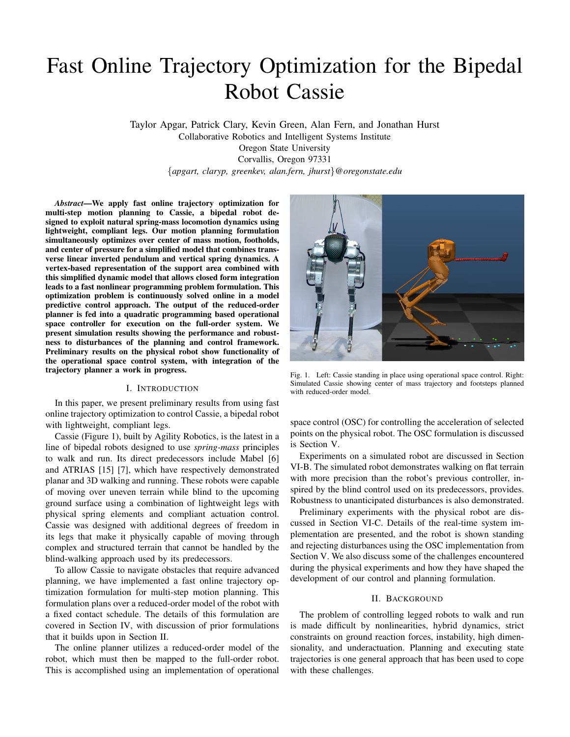# Fast Online Trajectory Optimization for the Bipedal Robot Cassie

Taylor Apgar, Patrick Clary, Kevin Green, Alan Fern, and Jonathan Hurst
Collaborative Robotics and Intelligent Systems Institute
Oregon State University
Corvallis, Oregon 97331
{apgart, claryp, greenkev, alan.fern, jhurst}@oregonstate.edu

***Abstract*—We apply fast online trajectory optimization for multi-step motion planning to Cassie, a bipedal robot designed to exploit natural spring-mass locomotion dynamics using lightweight, compliant legs. Our motion planning formulation simultaneously optimizes over center of mass motion, footholds, and center of pressure for a simplified model that combines transverse linear inverted pendulum and vertical spring dynamics. A vertex-based representation of the support area combined with this simplified dynamic model that allows closed form integration leads to a fast nonlinear programming problem formulation. This optimization problem is continuously solved online in a model predictive control approach. The output of the reduced-order planner is fed into a quadratic programming based operational space controller for execution on the full-order system. We present simulation results showing the performance and robustness to disturbances of the planning and control framework. Preliminary results on the physical robot show functionality of the operational space control system, with integration of the trajectory planner a work in progress.**

Fig. 1. Left: Cassie standing in place using operational space control. Right: Simulated Cassie showing center of mass trajectory and footsteps planned with reduced-order model.

## I. Introduction

In this paper, we present preliminary results from using fast online trajectory optimization to control Cassie, a bipedal robot with lightweight, compliant legs.

Cassie (Figure 1), built by Agility Robotics, is the latest in a line of bipedal robots designed to use *spring-mass* principles to walk and run. Its direct predecessors include Mabel [6] and ATRIAS [15] [7], which have respectively demonstrated planar and 3D walking and running. These robots were capable of moving over uneven terrain while blind to the upcoming ground surface using a combination of lightweight legs with physical spring elements and compliant actuation control. Cassie was designed with additional degrees of freedom in its legs that make it physically capable of moving through complex and structured terrain that cannot be handled by the blind-walking approach used by its predecessors.

To allow Cassie to navigate obstacles that require advanced planning, we have implemented a fast online trajectory optimization formulation for multi-step motion planning. This formulation plans over a reduced-order model of the robot with a fixed contact schedule. The details of this formulation are covered in Section IV, with discussion of prior formulations that it builds upon in Section II.

The online planner utilizes a reduced-order model of the robot, which must then be mapped to the full-order robot. This is accomplished using an implementation of operational space control (OSC) for controlling the acceleration of selected points on the physical robot. The OSC formulation is discussed is Section V.

Experiments on a simulated robot are discussed in Section VI-B. The simulated robot demonstrates walking on flat terrain with more precision than the robot's previous controller, inspired by the blind control used on its predecessors, provides. Robustness to unanticipated disturbances is also demonstrated.

Preliminary experiments with the physical robot are discussed in Section VI-C. Details of the real-time system implementation are presented, and the robot is shown standing and rejecting disturbances using the OSC implementation from Section V. We also discuss some of the challenges encountered during the physical experiments and how they have shaped the development of our control and planning formulation.

## II. Background

The problem of controlling legged robots to walk and run is made difficult by nonlinearities, hybrid dynamics, strict constraints on ground reaction forces, instability, high dimensionality, and underactuation. Planning and executing state trajectories is one general approach that has been used to cope with these challenges.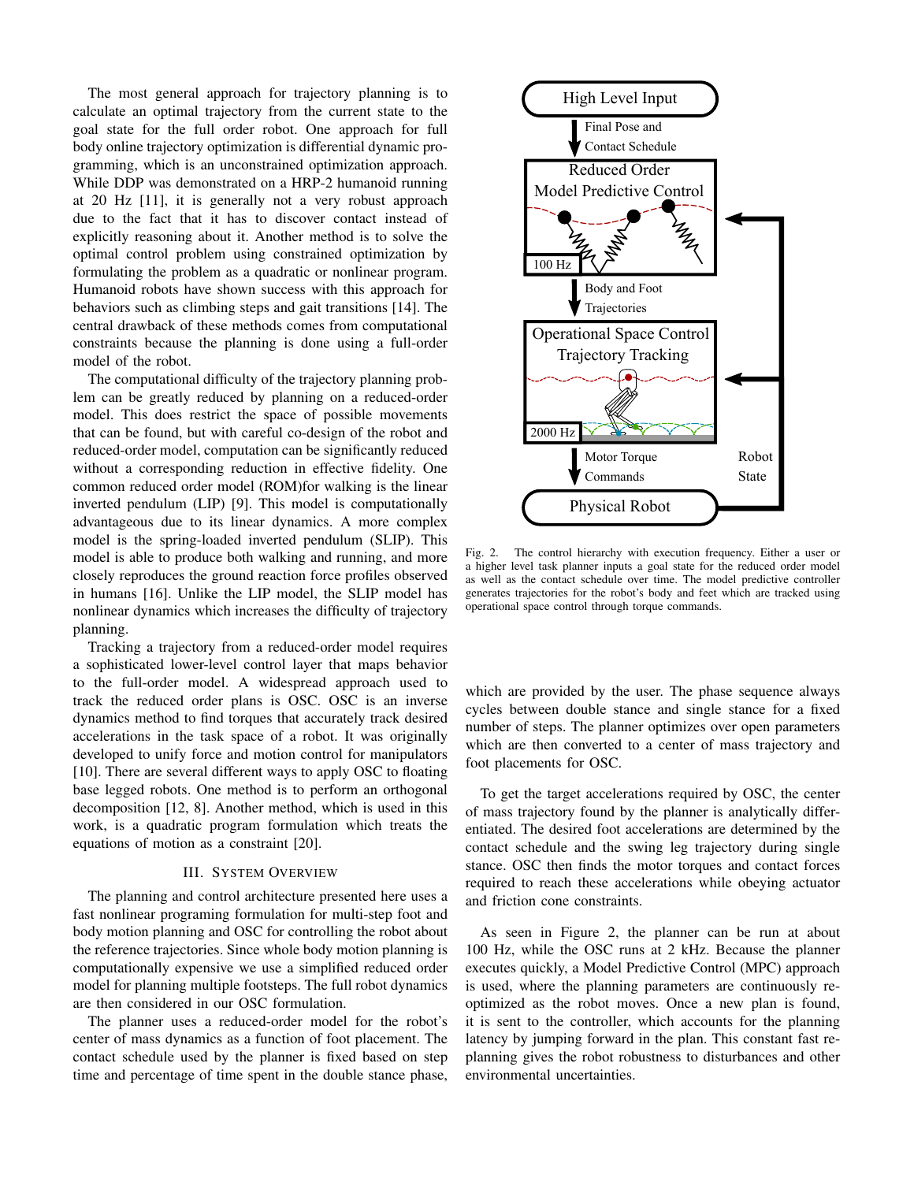The most general approach for trajectory planning is to calculate an optimal trajectory from the current state to the goal state for the full order robot. One approach for full body online trajectory optimization is differential dynamic programming, which is an unconstrained optimization approach. While DDP was demonstrated on a HRP-2 humanoid running at 20 Hz [11], it is generally not a very robust approach due to the fact that it has to discover contact instead of explicitly reasoning about it. Another method is to solve the optimal control problem using constrained optimization by formulating the problem as a quadratic or nonlinear program. Humanoid robots have shown success with this approach for behaviors such as climbing steps and gait transitions [14]. The central drawback of these methods comes from computational constraints because the planning is done using a full-order model of the robot.

The computational difficulty of the trajectory planning problem can be greatly reduced by planning on a reduced-order model. This does restrict the space of possible movements that can be found, but with careful co-design of the robot and reduced-order model, computation can be significantly reduced without a corresponding reduction in effective fidelity. One common reduced order model (ROM)for walking is the linear inverted pendulum (LIP) [9]. This model is computationally advantageous due to its linear dynamics. A more complex model is the spring-loaded inverted pendulum (SLIP). This model is able to produce both walking and running, and more closely reproduces the ground reaction force profiles observed in humans [16]. Unlike the LIP model, the SLIP model has nonlinear dynamics which increases the difficulty of trajectory planning.

Tracking a trajectory from a reduced-order model requires a sophisticated lower-level control layer that maps behavior to the full-order model. A widespread approach used to track the reduced order plans is OSC. OSC is an inverse dynamics method to find torques that accurately track desired accelerations in the task space of a robot. It was originally developed to unify force and motion control for manipulators [10]. There are several different ways to apply OSC to floating base legged robots. One method is to perform an orthogonal decomposition [12, 8]. Another method, which is used in this work, is a quadratic program formulation which treats the equations of motion as a constraint [20].

## III. System Overview

The planning and control architecture presented here uses a fast nonlinear programing formulation for multi-step foot and body motion planning and OSC for controlling the robot about the reference trajectories. Since whole body motion planning is computationally expensive we use a simplified reduced order model for planning multiple footsteps. The full robot dynamics are then considered in our OSC formulation.

The planner uses a reduced-order model for the robot's center of mass dynamics as a function of foot placement. The contact schedule used by the planner is fixed based on step time and percentage of time spent in the double stance phase, which are provided by the user. The phase sequence always cycles between double stance and single stance for a fixed number of steps. The planner optimizes over open parameters which are then converted to a center of mass trajectory and foot placements for OSC.

Fig. 2. The control hierarchy with execution frequency. Either a user or a higher level task planner inputs a goal state for the reduced order model as well as the contact schedule over time. The model predictive controller generates trajectories for the robot's body and feet which are tracked using operational space control through torque commands.

To get the target accelerations required by OSC, the center of mass trajectory found by the planner is analytically differentiated. The desired foot accelerations are determined by the contact schedule and the swing leg trajectory during single stance. OSC then finds the motor torques and contact forces required to reach these accelerations while obeying actuator and friction cone constraints.

As seen in Figure 2, the planner can be run at about 100 Hz, while the OSC runs at 2 kHz. Because the planner executes quickly, a Model Predictive Control (MPC) approach is used, where the planning parameters are continuously re-optimized as the robot moves. Once a new plan is found, it is sent to the controller, which accounts for the planning latency by jumping forward in the plan. This constant fast re-planning gives the robot robustness to disturbances and other environmental uncertainties.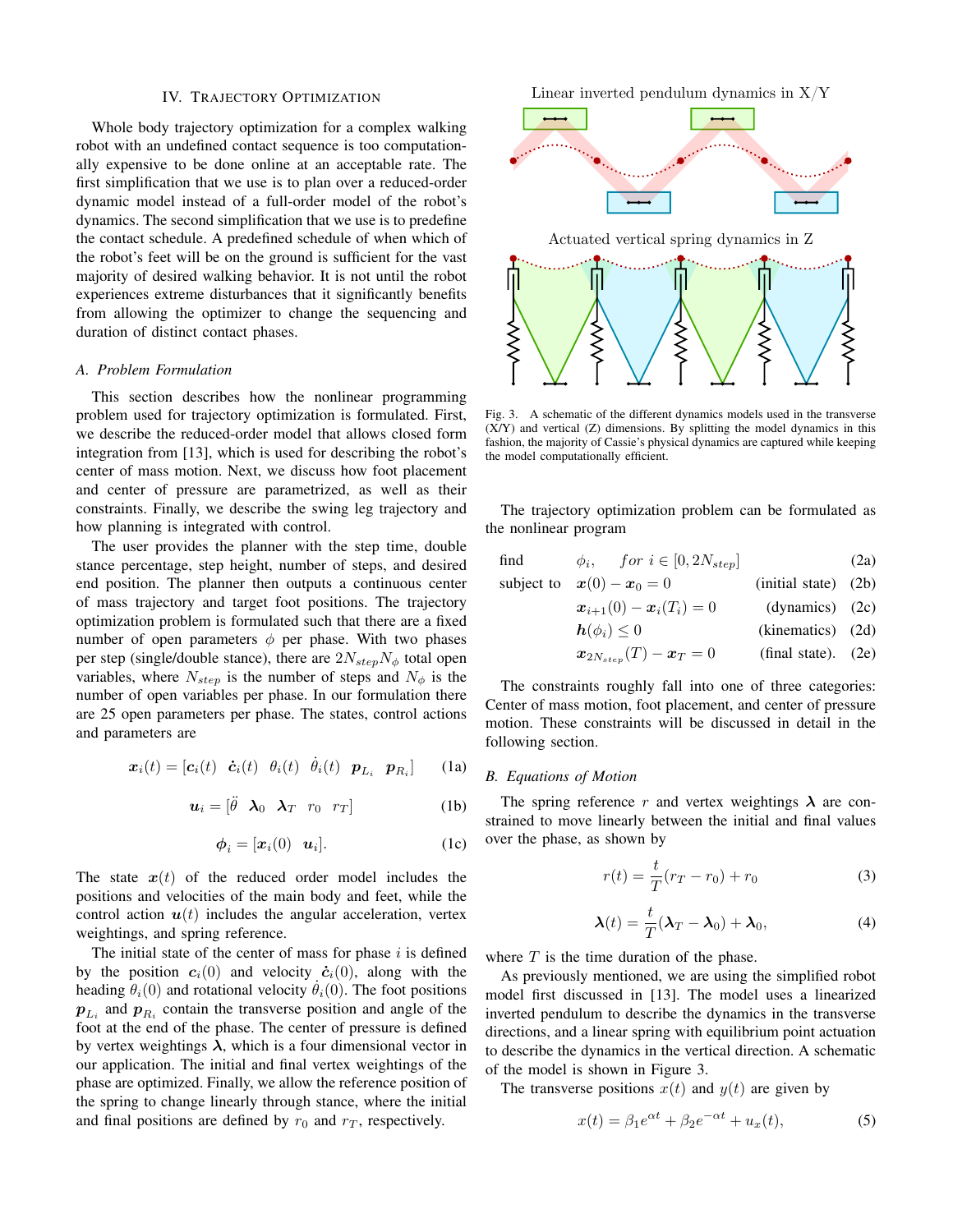## IV. Trajectory Optimization

Whole body trajectory optimization for a complex walking robot with an undefined contact sequence is too computationally expensive to be done online at an acceptable rate. The first simplification that we use is to plan over a reduced-order dynamic model instead of a full-order model of the robot's dynamics. The second simplification that we use is to predefine the contact schedule. A predefined schedule of when which of the robot's feet will be on the ground is sufficient for the vast majority of desired walking behavior. It is not until the robot experiences extreme disturbances that it significantly benefits from allowing the optimizer to change the sequencing and duration of distinct contact phases.

### A. Problem Formulation

This section describes how the nonlinear programming problem used for trajectory optimization is formulated. First, we describe the reduced-order model that allows closed form integration from [13], which is used for describing the robot's center of mass motion. Next, we discuss how foot placement and center of pressure are parametrized, as well as their constraints. Finally, we describe the swing leg trajectory and how planning is integrated with control.

The user provides the planner with the step time, double stance percentage, step height, number of steps, and desired end position. The planner then outputs a continuous center of mass trajectory and target foot positions. The trajectory optimization problem is formulated such that there are a fixed number of open parameters $\phi$ per phase. With two phases per step (single/double stance), there are $2N_{step}N_\phi$ total open variables, where $N_{step}$ is the number of steps and $N_\phi$ is the number of open variables per phase. In our formulation there are 25 open parameters per phase. The states, control actions and parameters are

$$\boldsymbol{x}_i(t) = [\boldsymbol{c}_i(t) \;\; \dot{\boldsymbol{c}}_i(t) \;\; \theta_i(t) \;\; \dot{\theta}_i(t) \;\; \boldsymbol{p}_{L_i} \;\; \boldsymbol{p}_{R_i}] \tag{1a}$$

$$\boldsymbol{u}_i = [\ddot{\theta} \;\; \boldsymbol{\lambda}_0 \;\; \boldsymbol{\lambda}_T \;\; r_0 \;\; r_T] \tag{1b}$$

$$\boldsymbol{\phi}_i = [\boldsymbol{x}_i(0) \;\; \boldsymbol{u}_i]. \tag{1c}$$

The state $\boldsymbol{x}(t)$ of the reduced order model includes the positions and velocities of the main body and feet, while the control action $\boldsymbol{u}(t)$ includes the angular acceleration, vertex weightings, and spring reference.

The initial state of the center of mass for phase $i$ is defined by the position $\boldsymbol{c}_i(0)$ and velocity $\dot{\boldsymbol{c}}_i(0)$, along with the heading $\theta_i(0)$ and rotational velocity $\dot{\theta}_i(0)$. The foot positions $\boldsymbol{p}_{L_i}$ and $\boldsymbol{p}_{R_i}$ contain the transverse position and angle of the foot at the end of the phase. The center of pressure is defined by vertex weightings $\boldsymbol{\lambda}$, which is a four dimensional vector in our application. The initial and final vertex weightings of the phase are optimized. Finally, we allow the reference position of the spring to change linearly through stance, where the initial and final positions are defined by $r_0$ and $r_T$, respectively.

Linear inverted pendulum dynamics in X/Y

Actuated vertical spring dynamics in Z

Fig. 3. A schematic of the different dynamics models used in the transverse (X/Y) and vertical (Z) dimensions. By splitting the model dynamics in this fashion, the majority of Cassie's physical dynamics are captured while keeping the model computationally efficient.

The trajectory optimization problem can be formulated as the nonlinear program

$$
\begin{aligned}
\text{find} \quad & \phi_i, \quad for\ i \in [0, 2N_{step}] && \text{(2a)}\\
\text{subject to} \quad & \boldsymbol{x}(0) - \boldsymbol{x}_0 = 0 \quad \text{(initial state)} && \text{(2b)}\\
& \boldsymbol{x}_{i+1}(0) - \boldsymbol{x}_i(T_i) = 0 \quad \text{(dynamics)} && \text{(2c)}\\
& \boldsymbol{h}(\phi_i) \leq 0 \quad \text{(kinematics)} && \text{(2d)}\\
& \boldsymbol{x}_{2N_{step}}(T) - \boldsymbol{x}_T = 0 \quad \text{(final state).} && \text{(2e)}
\end{aligned}
$$

The constraints roughly fall into one of three categories: Center of mass motion, foot placement, and center of pressure motion. These constraints will be discussed in detail in the following section.

### B. Equations of Motion

The spring reference $r$ and vertex weightings $\boldsymbol{\lambda}$ are constrained to move linearly between the initial and final values over the phase, as shown by

$$r(t) = \frac{t}{T}(r_T - r_0) + r_0 \tag{3}$$

$$\boldsymbol{\lambda}(t) = \frac{t}{T}(\boldsymbol{\lambda}_T - \boldsymbol{\lambda}_0) + \boldsymbol{\lambda}_0, \tag{4}$$

where $T$ is the time duration of the phase.

As previously mentioned, we are using the simplified robot model first discussed in [13]. The model uses a linearized inverted pendulum to describe the dynamics in the transverse directions, and a linear spring with equilibrium point actuation to describe the dynamics in the vertical direction. A schematic of the model is shown in Figure 3.

The transverse positions $x(t)$ and $y(t)$ are given by

$$x(t) = \beta_1 e^{\alpha t} + \beta_2 e^{-\alpha t} + u_x(t), \tag{5}$$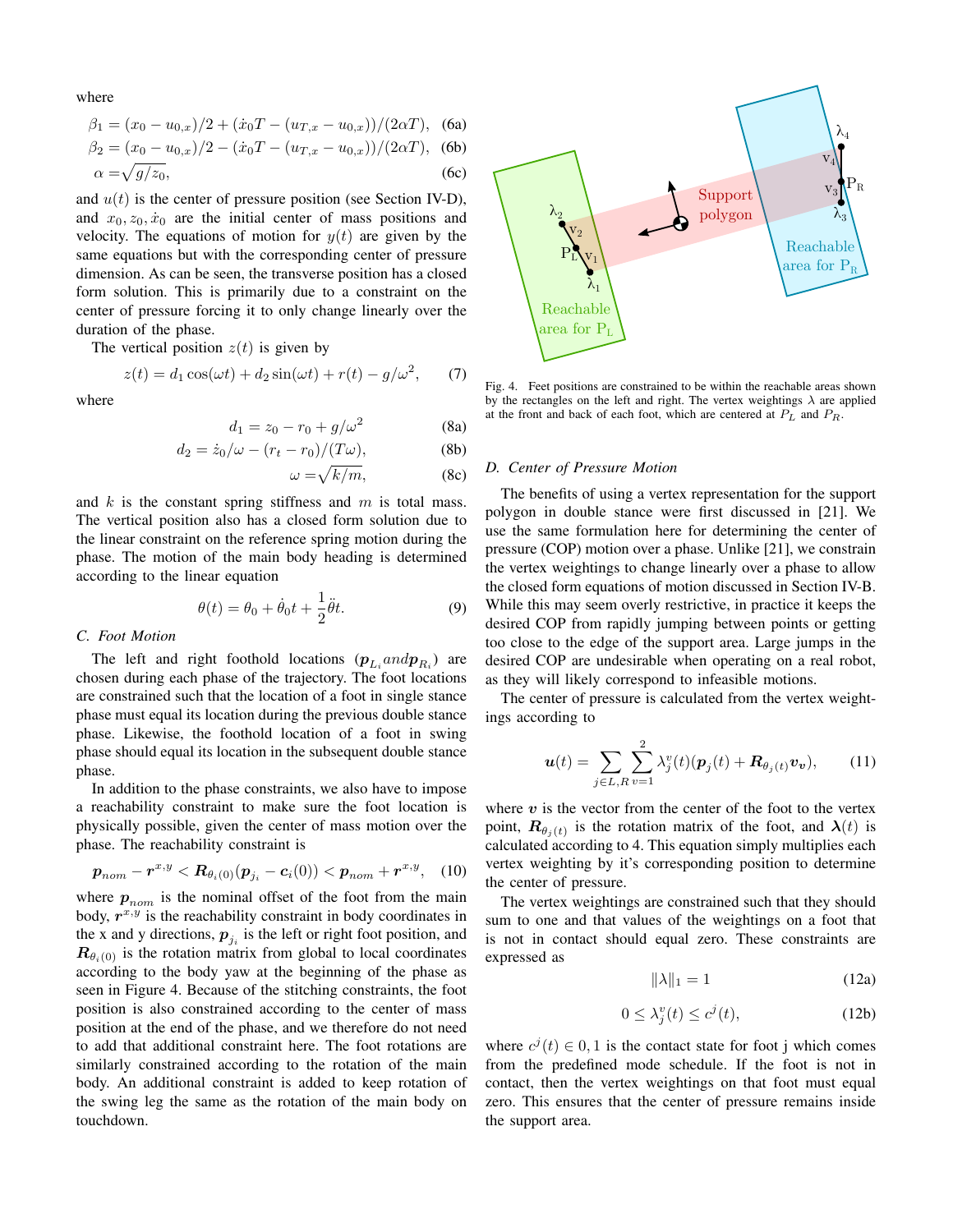where

$$\beta_1 = (x_0 - u_{0,x})/2 + (\dot{x}_0 T - (u_{T,x} - u_{0,x}))/(2\alpha T), \quad (6a)$$

$$\beta_2 = (x_0 - u_{0,x})/2 - (\dot{x}_0 T - (u_{T,x} - u_{0,x}))/(2\alpha T), \quad (6b)$$

$$\alpha = \sqrt{g/z_0}, \quad (6c)$$

and $u(t)$ is the center of pressure position (see Section IV-D), and $x_0, z_0, \dot{x}_0$ are the initial center of mass positions and velocity. The equations of motion for $y(t)$ are given by the same equations but with the corresponding center of pressure dimension. As can be seen, the transverse position has a closed form solution. This is primarily due to a constraint on the center of pressure forcing it to only change linearly over the duration of the phase.

The vertical position $z(t)$ is given by

$$z(t) = d_1 \cos(\omega t) + d_2 \sin(\omega t) + r(t) - g/\omega^2, \quad (7)$$

where

$$d_1 = z_0 - r_0 + g/\omega^2 \quad (8a)$$

$$d_2 = \dot{z}_0/\omega - (r_t - r_0)/(T\omega), \quad (8b)$$

$$\omega = \sqrt{k/m}, \quad (8c)$$

and $k$ is the constant spring stiffness and $m$ is total mass. The vertical position also has a closed form solution due to the linear constraint on the reference spring motion during the phase. The motion of the main body heading is determined according to the linear equation

$$\theta(t) = \theta_0 + \dot{\theta}_0 t + \frac{1}{2}\ddot{\theta} t. \quad (9)$$

### C. Foot Motion

The left and right foothold locations ($\boldsymbol{p}_{L_i} and \boldsymbol{p}_{R_i}$) are chosen during each phase of the trajectory. The foot locations are constrained such that the location of a foot in single stance phase must equal its location during the previous double stance phase. Likewise, the foothold location of a foot in swing phase should equal its location in the subsequent double stance phase.

In addition to the phase constraints, we also have to impose a reachability constraint to make sure the foot location is physically possible, given the center of mass motion over the phase. The reachability constraint is

$$\boldsymbol{p}_{nom} - \boldsymbol{r}^{x,y} < \boldsymbol{R}_{\theta_i(0)}(\boldsymbol{p}_{j_i} - \boldsymbol{c}_i(0)) < \boldsymbol{p}_{nom} + \boldsymbol{r}^{x,y}, \quad (10)$$

where $\boldsymbol{p}_{nom}$ is the nominal offset of the foot from the main body, $\boldsymbol{r}^{x,y}$ is the reachability constraint in body coordinates in the x and y directions, $\boldsymbol{p}_{j_i}$ is the left or right foot position, and $\boldsymbol{R}_{\theta_i(0)}$ is the rotation matrix from global to local coordinates according to the body yaw at the beginning of the phase as seen in Figure 4. Because of the stitching constraints, the foot position is also constrained according to the center of mass position at the end of the phase, and we therefore do not need to add that additional constraint here. The foot rotations are similarly constrained according to the rotation of the main body. An additional constraint is added to keep rotation of the swing leg the same as the rotation of the main body on touchdown.

Fig. 4. Feet positions are constrained to be within the reachable areas shown by the rectangles on the left and right. The vertex weightings $\lambda$ are applied at the front and back of each foot, which are centered at $P_L$ and $P_R$.

### D. Center of Pressure Motion

The benefits of using a vertex representation for the support polygon in double stance were first discussed in [21]. We use the same formulation here for determining the center of pressure (COP) motion over a phase. Unlike [21], we constrain the vertex weightings to change linearly over a phase to allow the closed form equations of motion discussed in Section IV-B. While this may seem overly restrictive, in practice it keeps the desired COP from rapidly jumping between points or getting too close to the edge of the support area. Large jumps in the desired COP are undesirable when operating on a real robot, as they will likely correspond to infeasible motions.

The center of pressure is calculated from the vertex weightings according to

$$\boldsymbol{u}(t) = \sum_{j \in L,R} \sum_{v=1}^{2} \lambda_j^v(t)(\boldsymbol{p}_j(t) + \boldsymbol{R}_{\theta_j(t)} \boldsymbol{v}_{\boldsymbol{v}}), \quad (11)$$

where $\boldsymbol{v}$ is the vector from the center of the foot to the vertex point, $\boldsymbol{R}_{\theta_j(t)}$ is the rotation matrix of the foot, and $\boldsymbol{\lambda}(t)$ is calculated according to 4. This equation simply multiplies each vertex weighting by it's corresponding position to determine the center of pressure.

The vertex weightings are constrained such that they should sum to one and that values of the weightings on a foot that is not in contact should equal zero. These constraints are expressed as

$$\|\lambda\|_1 = 1 \quad (12a)$$

$$0 \leq \lambda_j^v(t) \leq c^j(t), \quad (12b)$$

where $c^j(t) \in 0, 1$ is the contact state for foot j which comes from the predefined mode schedule. If the foot is not in contact, then the vertex weightings on that foot must equal zero. This ensures that the center of pressure remains inside the support area.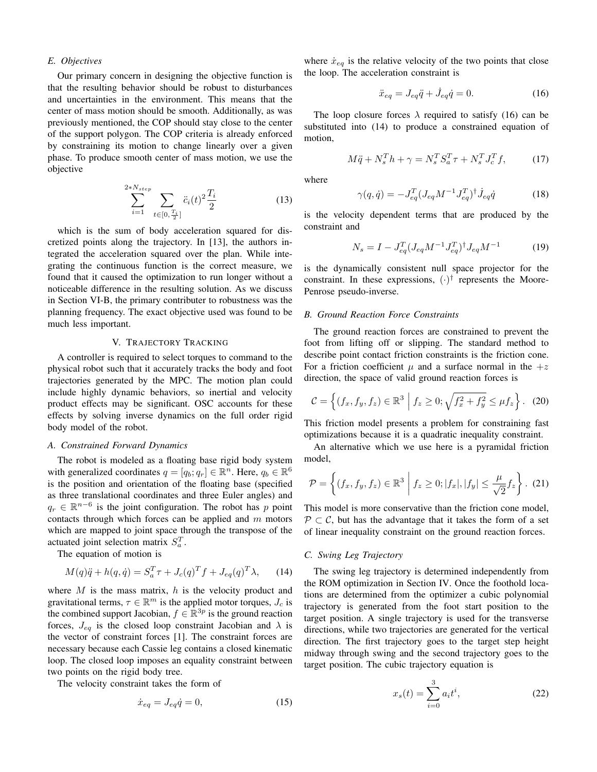### E. Objectives

Our primary concern in designing the objective function is that the resulting behavior should be robust to disturbances and uncertainties in the environment. This means that the center of mass motion should be smooth. Additionally, as was previously mentioned, the COP should stay close to the center of the support polygon. The COP criteria is already enforced by constraining its motion to change linearly over a given phase. To produce smooth center of mass motion, we use the objective

$$\sum_{i=1}^{2*N_{step}} \sum_{t\in[0,\frac{T_i}{2}]} \ddot{c}_i(t)^2 \frac{T_i}{2} \tag{13}$$

which is the sum of body acceleration squared for discretized points along the trajectory. In [13], the authors integrated the acceleration squared over the plan. While integrating the continuous function is the correct measure, we found that it caused the optimization to run longer without a noticeable difference in the resulting solution. As we discuss in Section VI-B, the primary contributer to robustness was the planning frequency. The exact objective used was found to be much less important.

## V. Trajectory Tracking

A controller is required to select torques to command to the physical robot such that it accurately tracks the body and foot trajectories generated by the MPC. The motion plan could include highly dynamic behaviors, so inertial and velocity product effects may be significant. OSC accounts for these effects by solving inverse dynamics on the full order rigid body model of the robot.

### A. Constrained Forward Dynamics

The robot is modeled as a floating base rigid body system with generalized coordinates $q = [q_b; q_r] \in \mathbb{R}^n$. Here, $q_b \in \mathbb{R}^6$ is the position and orientation of the floating base (specified as three translational coordinates and three Euler angles) and $q_r \in \mathbb{R}^{n-6}$ is the joint configuration. The robot has $p$ point contacts through which forces can be applied and $m$ motors which are mapped to joint space through the transpose of the actuated joint selection matrix $S_a^T$.

The equation of motion is

$$M(q)\ddot{q} + h(q,\dot{q}) = S_a^T\tau + J_c(q)^T f + J_{eq}(q)^T\lambda, \tag{14}$$

where $M$ is the mass matrix, $h$ is the velocity product and gravitational terms, $\tau \in \mathbb{R}^m$ is the applied motor torques, $J_c$ is the combined support Jacobian, $f \in \mathbb{R}^{3p}$ is the ground reaction forces, $J_{eq}$ is the closed loop constraint Jacobian and $\lambda$ is the vector of constraint forces [1]. The constraint forces are necessary because each Cassie leg contains a closed kinematic loop. The closed loop imposes an equality constraint between two points on the rigid body tree.

The velocity constraint takes the form of

$$\dot{x}_{eq} = J_{eq}\dot{q} = 0, \tag{15}$$

where $\dot{x}_{eq}$ is the relative velocity of the two points that close the loop. The acceleration constraint is

$$\ddot{x}_{eq} = J_{eq}\ddot{q} + \dot{J}_{eq}\dot{q} = 0. \tag{16}$$

The loop closure forces $\lambda$ required to satisfy (16) can be substituted into (14) to produce a constrained equation of motion,

$$M\ddot{q} + N_s^T h + \gamma = N_s^T S_a^T\tau + N_s^T J_c^T f, \tag{17}$$

where

$$\gamma(q,\dot{q}) = -J_{eq}^T(J_{eq}M^{-1}J_{eq}^T)^\dagger \dot{J}_{eq}\dot{q} \tag{18}$$

is the velocity dependent terms that are produced by the constraint and

$$N_s = I - J_{eq}^T(J_{eq}M^{-1}J_{eq}^T)^\dagger J_{eq}M^{-1} \tag{19}$$

is the dynamically consistent null space projector for the constraint. In these expressions, $(\cdot)^\dagger$ represents the Moore-Penrose pseudo-inverse.

### B. Ground Reaction Force Constraints

The ground reaction forces are constrained to prevent the foot from lifting off or slipping. The standard method to describe point contact friction constraints is the friction cone. For a friction coefficient $\mu$ and a surface normal in the $+z$ direction, the space of valid ground reaction forces is

$$\mathcal{C} = \left\{ (f_x, f_y, f_z) \in \mathbb{R}^3 \;\middle|\; f_z \geq 0; \sqrt{f_x^2 + f_y^2} \leq \mu f_z \right\}. \tag{20}$$

This friction model presents a problem for constraining fast optimizations because it is a quadratic inequality constraint.

An alternative which we use here is a pyramidal friction model,

$$\mathcal{P} = \left\{ (f_x, f_y, f_z) \in \mathbb{R}^3 \;\middle|\; f_z \geq 0; |f_x|, |f_y| \leq \frac{\mu}{\sqrt{2}} f_z \right\}. \tag{21}$$

This model is more conservative than the friction cone model, $\mathcal{P} \subset \mathcal{C}$, but has the advantage that it takes the form of a set of linear inequality constraint on the ground reaction forces.

### C. Swing Leg Trajectory

The swing leg trajectory is determined independently from the ROM optimization in Section IV. Once the foothold locations are determined from the optimizer a cubic polynomial trajectory is generated from the foot start position to the target position. A single trajectory is used for the transverse directions, while two trajectories are generated for the vertical direction. The first trajectory goes to the target step height midway through swing and the second trajectory goes to the target position. The cubic trajectory equation is

$$x_s(t) = \sum_{i=0}^{3} a_i t^i, \tag{22}$$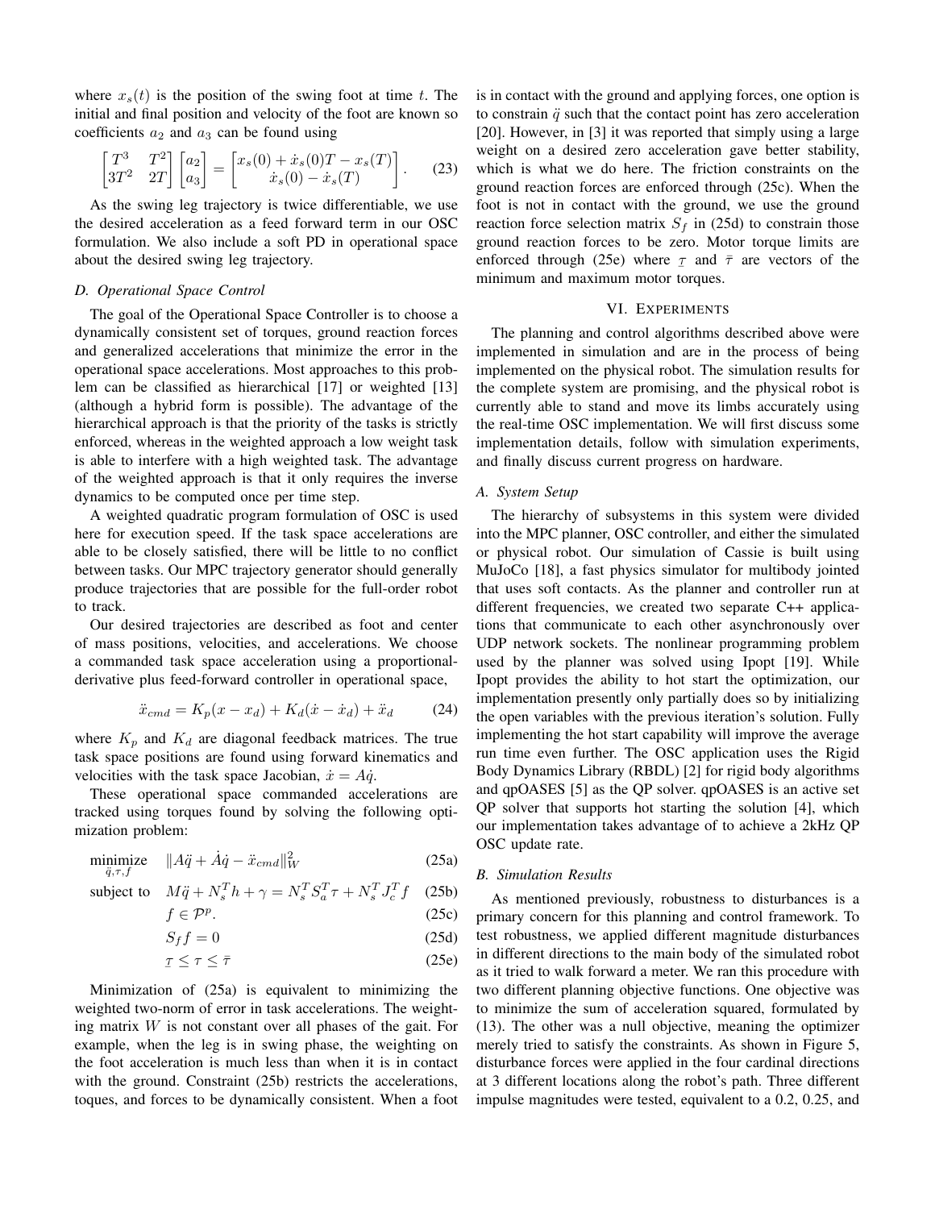where $x_s(t)$ is the position of the swing foot at time $t$. The initial and final position and velocity of the foot are known so coefficients $a_2$ and $a_3$ can be found using

$$\begin{bmatrix} T^3 & T^2 \\ 3T^2 & 2T \end{bmatrix} \begin{bmatrix} a_2 \\ a_3 \end{bmatrix} = \begin{bmatrix} x_s(0) + \dot{x}_s(0)T - x_s(T) \\ \dot{x}_s(0) - \dot{x}_s(T) \end{bmatrix}. \tag{23}$$

As the swing leg trajectory is twice differentiable, we use the desired acceleration as a feed forward term in our OSC formulation. We also include a soft PD in operational space about the desired swing leg trajectory.

### D. Operational Space Control

The goal of the Operational Space Controller is to choose a dynamically consistent set of torques, ground reaction forces and generalized accelerations that minimize the error in the operational space accelerations. Most approaches to this problem can be classified as hierarchical [17] or weighted [13] (although a hybrid form is possible). The advantage of the hierarchical approach is that the priority of the tasks is strictly enforced, whereas in the weighted approach a low weight task is able to interfere with a high weighted task. The advantage of the weighted approach is that it only requires the inverse dynamics to be computed once per time step.

A weighted quadratic program formulation of OSC is used here for execution speed. If the task space accelerations are able to be closely satisfied, there will be little to no conflict between tasks. Our MPC trajectory generator should generally produce trajectories that are possible for the full-order robot to track.

Our desired trajectories are described as foot and center of mass positions, velocities, and accelerations. We choose a commanded task space acceleration using a proportional-derivative plus feed-forward controller in operational space,

$$\ddot{x}_{cmd} = K_p(x - x_d) + K_d(\dot{x} - \dot{x}_d) + \ddot{x}_d \tag{24}$$

where $K_p$ and $K_d$ are diagonal feedback matrices. The true task space positions are found using forward kinematics and velocities with the task space Jacobian, $\dot{x} = A\dot{q}$.

These operational space commanded accelerations are tracked using torques found by solving the following optimization problem:

$$\begin{aligned} \underset{\ddot{q},\tau,f}{\text{minimize}} \quad & \|A\ddot{q} + \dot{A}\dot{q} - \ddot{x}_{cmd}\|^2_W & \text{(25a)} \\ \text{subject to} \quad & M\ddot{q} + N_s^T h + \gamma = N_s^T S_a^T \tau + N_s^T J_c^T f & \text{(25b)} \\ & f \in \mathcal{P}^p. & \text{(25c)} \\ & S_f f = 0 & \text{(25d)} \\ & \underline{\tau} \leq \tau \leq \bar{\tau} & \text{(25e)} \end{aligned}$$

Minimization of (25a) is equivalent to minimizing the weighted two-norm of error in task accelerations. The weighting matrix $W$ is not constant over all phases of the gait. For example, when the leg is in swing phase, the weighting on the foot acceleration is much less than when it is in contact with the ground. Constraint (25b) restricts the accelerations, toques, and forces to be dynamically consistent. When a foot is in contact with the ground and applying forces, one option is to constrain $\ddot{q}$ such that the contact point has zero acceleration [20]. However, in [3] it was reported that simply using a large weight on a desired zero acceleration gave better stability, which is what we do here. The friction constraints on the ground reaction forces are enforced through (25c). When the foot is not in contact with the ground, we use the ground reaction force selection matrix $S_f$ in (25d) to constrain those ground reaction forces to be zero. Motor torque limits are enforced through (25e) where $\underline{\tau}$ and $\bar{\tau}$ are vectors of the minimum and maximum motor torques.

## VI. Experiments

The planning and control algorithms described above were implemented in simulation and are in the process of being implemented on the physical robot. The simulation results for the complete system are promising, and the physical robot is currently able to stand and move its limbs accurately using the real-time OSC implementation. We will first discuss some implementation details, follow with simulation experiments, and finally discuss current progress on hardware.

### A. System Setup

The hierarchy of subsystems in this system were divided into the MPC planner, OSC controller, and either the simulated or physical robot. Our simulation of Cassie is built using MuJoCo [18], a fast physics simulator for multibody jointed that uses soft contacts. As the planner and controller run at different frequencies, we created two separate C++ applications that communicate to each other asynchronously over UDP network sockets. The nonlinear programming problem used by the planner was solved using Ipopt [19]. While Ipopt provides the ability to hot start the optimization, our implementation presently only partially does so by initializing the open variables with the previous iteration's solution. Fully implementing the hot start capability will improve the average run time even further. The OSC application uses the Rigid Body Dynamics Library (RBDL) [2] for rigid body algorithms and qpOASES [5] as the QP solver. qpOASES is an active set QP solver that supports hot starting the solution [4], which our implementation takes advantage of to achieve a 2kHz QP OSC update rate.

### B. Simulation Results

As mentioned previously, robustness to disturbances is a primary concern for this planning and control framework. To test robustness, we applied different magnitude disturbances in different directions to the main body of the simulated robot as it tried to walk forward a meter. We ran this procedure with two different planning objective functions. One objective was to minimize the sum of acceleration squared, formulated by (13). The other was a null objective, meaning the optimizer merely tried to satisfy the constraints. As shown in Figure 5, disturbance forces were applied in the four cardinal directions at 3 different locations along the robot's path. Three different impulse magnitudes were tested, equivalent to a 0.2, 0.25, and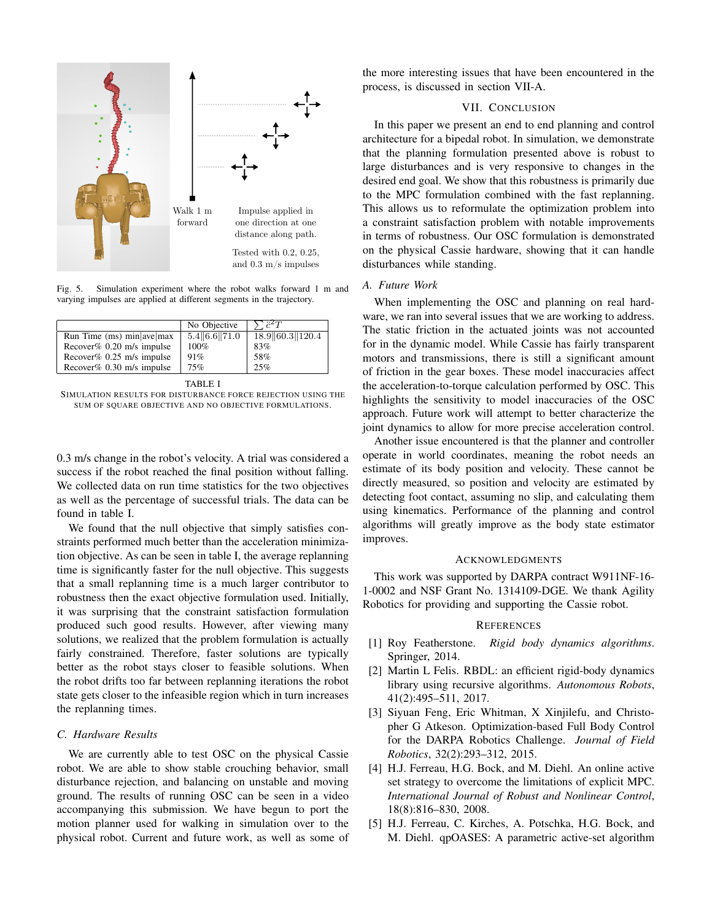Walk 1 m forward

Impulse applied in one direction at one distance along path.

Tested with 0.2, 0.25, and 0.3 m/s impulses

Fig. 5. Simulation experiment where the robot walks forward 1 m and varying impulses are applied at different segments in the trajectory.

| | No Objective | $\sum \ddot{c}^2 T$ |
|---|---|---|
| Run Time (ms) min\|ave\|max | 5.4\|\|6.6\|\|71.0 | 18.9\|\|60.3\|\|120.4 |
| Recover% 0.20 m/s impulse | 100% | 83% |
| Recover% 0.25 m/s impulse | 91% | 58% |
| Recover% 0.30 m/s impulse | 75% | 25% |

TABLE I

SIMULATION RESULTS FOR DISTURBANCE FORCE REJECTION USING THE SUM OF SQUARE OBJECTIVE AND NO OBJECTIVE FORMULATIONS.

0.3 m/s change in the robot's velocity. A trial was considered a success if the robot reached the final position without falling. We collected data on run time statistics for the two objectives as well as the percentage of successful trials. The data can be found in table I.

We found that the null objective that simply satisfies constraints performed much better than the acceleration minimization objective. As can be seen in table I, the average replanning time is significantly faster for the null objective. This suggests that a small replanning time is a much larger contributor to robustness then the exact objective formulation used. Initially, it was surprising that the constraint satisfaction formulation produced such good results. However, after viewing many solutions, we realized that the problem formulation is actually fairly constrained. Therefore, faster solutions are typically better as the robot stays closer to feasible solutions. When the robot drifts too far between replanning iterations the robot state gets closer to the infeasible region which in turn increases the replanning times.

### C. Hardware Results

We are currently able to test OSC on the physical Cassie robot. We are able to show stable crouching behavior, small disturbance rejection, and balancing on unstable and moving ground. The results of running OSC can be seen in a video accompanying this submission. We have begun to port the motion planner used for walking in simulation over to the physical robot. Current and future work, as well as some of the more interesting issues that have been encountered in the process, is discussed in section VII-A.

## VII. Conclusion

In this paper we present an end to end planning and control architecture for a bipedal robot. In simulation, we demonstrate that the planning formulation presented above is robust to large disturbances and is very responsive to changes in the desired end goal. We show that this robustness is primarily due to the MPC formulation combined with the fast replanning. This allows us to reformulate the optimization problem into a constraint satisfaction problem with notable improvements in terms of robustness. Our OSC formulation is demonstrated on the physical Cassie hardware, showing that it can handle disturbances while standing.

### A. Future Work

When implementing the OSC and planning on real hardware, we ran into several issues that we are working to address. The static friction in the actuated joints was not accounted for in the dynamic model. While Cassie has fairly transparent motors and transmissions, there is still a significant amount of friction in the gear boxes. These model inaccuracies affect the acceleration-to-torque calculation performed by OSC. This highlights the sensitivity to model inaccuracies of the OSC approach. Future work will attempt to better characterize the joint dynamics to allow for more precise acceleration control.

Another issue encountered is that the planner and controller operate in world coordinates, meaning the robot needs an estimate of its body position and velocity. These cannot be directly measured, so position and velocity are estimated by detecting foot contact, assuming no slip, and calculating them using kinematics. Performance of the planning and control algorithms will greatly improve as the body state estimator improves.

## Acknowledgments

This work was supported by DARPA contract W911NF-16-1-0002 and NSF Grant No. 1314109-DGE. We thank Agility Robotics for providing and supporting the Cassie robot.

## References

[1] Roy Featherstone. *Rigid body dynamics algorithms*. Springer, 2014.

[2] Martin L Felis. RBDL: an efficient rigid-body dynamics library using recursive algorithms. *Autonomous Robots*, 41(2):495–511, 2017.

[3] Siyuan Feng, Eric Whitman, X Xinjilefu, and Christopher G Atkeson. Optimization-based Full Body Control for the DARPA Robotics Challenge. *Journal of Field Robotics*, 32(2):293–312, 2015.

[4] H.J. Ferreau, H.G. Bock, and M. Diehl. An online active set strategy to overcome the limitations of explicit MPC. *International Journal of Robust and Nonlinear Control*, 18(8):816–830, 2008.

[5] H.J. Ferreau, C. Kirches, A. Potschka, H.G. Bock, and M. Diehl. qpOASES: A parametric active-set algorithm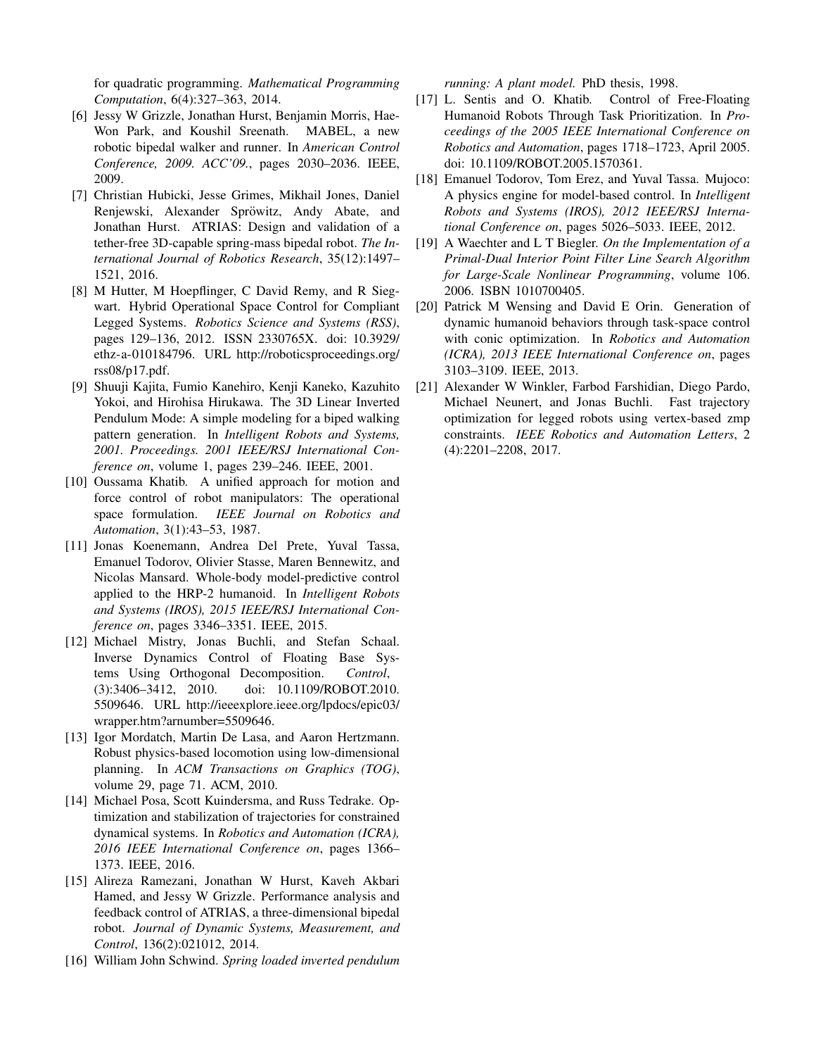for quadratic programming. *Mathematical Programming Computation*, 6(4):327–363, 2014.

[6] Jessy W Grizzle, Jonathan Hurst, Benjamin Morris, Hae-Won Park, and Koushil Sreenath. MABEL, a new robotic bipedal walker and runner. In *American Control Conference, 2009. ACC'09.*, pages 2030–2036. IEEE, 2009.

[7] Christian Hubicki, Jesse Grimes, Mikhail Jones, Daniel Renjewski, Alexander Spröwitz, Andy Abate, and Jonathan Hurst. ATRIAS: Design and validation of a tether-free 3D-capable spring-mass bipedal robot. *The International Journal of Robotics Research*, 35(12):1497–1521, 2016.

[8] M Hutter, M Hoepflinger, C David Remy, and R Siegwart. Hybrid Operational Space Control for Compliant Legged Systems. *Robotics Science and Systems (RSS)*, pages 129–136, 2012. ISSN 2330765X. doi: 10.3929/ethz-a-010184796. URL http://roboticsproceedings.org/rss08/p17.pdf.

[9] Shuuji Kajita, Fumio Kanehiro, Kenji Kaneko, Kazuhito Yokoi, and Hirohisa Hirukawa. The 3D Linear Inverted Pendulum Mode: A simple modeling for a biped walking pattern generation. In *Intelligent Robots and Systems, 2001. Proceedings. 2001 IEEE/RSJ International Conference on*, volume 1, pages 239–246. IEEE, 2001.

[10] Oussama Khatib. A unified approach for motion and force control of robot manipulators: The operational space formulation. *IEEE Journal on Robotics and Automation*, 3(1):43–53, 1987.

[11] Jonas Koenemann, Andrea Del Prete, Yuval Tassa, Emanuel Todorov, Olivier Stasse, Maren Bennewitz, and Nicolas Mansard. Whole-body model-predictive control applied to the HRP-2 humanoid. In *Intelligent Robots and Systems (IROS), 2015 IEEE/RSJ International Conference on*, pages 3346–3351. IEEE, 2015.

[12] Michael Mistry, Jonas Buchli, and Stefan Schaal. Inverse Dynamics Control of Floating Base Systems Using Orthogonal Decomposition. *Control*, (3):3406–3412, 2010. doi: 10.1109/ROBOT.2010.5509646. URL http://ieeexplore.ieee.org/lpdocs/epic03/wrapper.htm?arnumber=5509646.

[13] Igor Mordatch, Martin De Lasa, and Aaron Hertzmann. Robust physics-based locomotion using low-dimensional planning. In *ACM Transactions on Graphics (TOG)*, volume 29, page 71. ACM, 2010.

[14] Michael Posa, Scott Kuindersma, and Russ Tedrake. Optimization and stabilization of trajectories for constrained dynamical systems. In *Robotics and Automation (ICRA), 2016 IEEE International Conference on*, pages 1366–1373. IEEE, 2016.

[15] Alireza Ramezani, Jonathan W Hurst, Kaveh Akbari Hamed, and Jessy W Grizzle. Performance analysis and feedback control of ATRIAS, a three-dimensional bipedal robot. *Journal of Dynamic Systems, Measurement, and Control*, 136(2):021012, 2014.

[16] William John Schwind. *Spring loaded inverted pendulum running: A plant model.* PhD thesis, 1998.

[17] L. Sentis and O. Khatib. Control of Free-Floating Humanoid Robots Through Task Prioritization. In *Proceedings of the 2005 IEEE International Conference on Robotics and Automation*, pages 1718–1723, April 2005. doi: 10.1109/ROBOT.2005.1570361.

[18] Emanuel Todorov, Tom Erez, and Yuval Tassa. Mujoco: A physics engine for model-based control. In *Intelligent Robots and Systems (IROS), 2012 IEEE/RSJ International Conference on*, pages 5026–5033. IEEE, 2012.

[19] A Waechter and L T Biegler. *On the Implementation of a Primal-Dual Interior Point Filter Line Search Algorithm for Large-Scale Nonlinear Programming*, volume 106. 2006. ISBN 1010700405.

[20] Patrick M Wensing and David E Orin. Generation of dynamic humanoid behaviors through task-space control with conic optimization. In *Robotics and Automation (ICRA), 2013 IEEE International Conference on*, pages 3103–3109. IEEE, 2013.

[21] Alexander W Winkler, Farbod Farshidian, Diego Pardo, Michael Neunert, and Jonas Buchli. Fast trajectory optimization for legged robots using vertex-based zmp constraints. *IEEE Robotics and Automation Letters*, 2 (4):2201–2208, 2017.